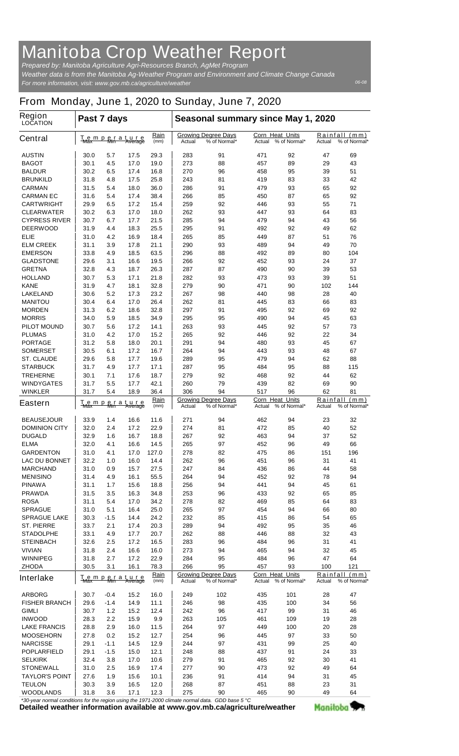# Manitoba Crop Weather Report

*Prepared by: Manitoba Agriculture Agri-Resources Branch, AgMet Program*

*Weather data is from the Manitoba Ag-Weather Program and Environment and Climate Change Canada*

*For more information, visit: www.gov.mb.ca/agriculture/weather*

06-08

## From Monday, June 1, 2020 to Sunday, June 7, 2020

| Region LOCATION | Past 7 days | | | | Seasonal summary since May 1, 2020 | | | | | |
|---|---|---|---|---|---|---|---|---|---|---|
| **Central** | Temperature Max | Min | Average | Rain (mm) | Growing Degree Days Actual | % of Normal* | Corn Heat Units Actual | % of Normal* | Rainfall (mm) Actual | % of Normal* |
| AUSTIN | 30.0 | 5.7 | 17.5 | 29.3 | 283 | 91 | 471 | 92 | 47 | 69 |
| BAGOT | 30.1 | 4.5 | 17.0 | 19.0 | 273 | 88 | 457 | 89 | 29 | 43 |
| BALDUR | 30.2 | 6.5 | 17.4 | 16.8 | 270 | 96 | 458 | 95 | 39 | 51 |
| BRUNKILD | 31.8 | 4.8 | 17.5 | 25.8 | 243 | 81 | 419 | 83 | 33 | 42 |
| CARMAN | 31.5 | 5.4 | 18.0 | 36.0 | 286 | 91 | 479 | 93 | 65 | 92 |
| CARMAN EC | 31.6 | 5.4 | 17.4 | 38.4 | 266 | 85 | 450 | 87 | 65 | 92 |
| CARTWRIGHT | 29.9 | 6.5 | 17.2 | 15.4 | 259 | 92 | 446 | 93 | 55 | 71 |
| CLEARWATER | 30.2 | 6.3 | 17.0 | 18.0 | 262 | 93 | 447 | 93 | 64 | 83 |
| CYPRESS RIVER | 30.7 | 6.7 | 17.7 | 21.5 | 285 | 94 | 479 | 94 | 43 | 56 |
| DEERWOOD | 31.9 | 4.4 | 18.3 | 25.5 | 295 | 91 | 492 | 92 | 49 | 62 |
| ELIE | 31.0 | 4.2 | 16.9 | 18.4 | 265 | 85 | 449 | 87 | 51 | 76 |
| ELM CREEK | 31.1 | 3.9 | 17.8 | 21.1 | 290 | 93 | 489 | 94 | 49 | 70 |
| EMERSON | 33.8 | 4.9 | 18.5 | 63.5 | 296 | 88 | 492 | 89 | 80 | 104 |
| GLADSTONE | 29.6 | 3.1 | 16.6 | 19.5 | 266 | 92 | 452 | 93 | 24 | 37 |
| GRETNA | 32.8 | 4.3 | 18.7 | 26.3 | 287 | 87 | 490 | 90 | 39 | 53 |
| HOLLAND | 30.7 | 5.3 | 17.1 | 21.8 | 282 | 93 | 473 | 93 | 39 | 51 |
| KANE | 31.9 | 4.7 | 18.1 | 32.8 | 279 | 90 | 471 | 90 | 102 | 144 |
| LAKELAND | 30.6 | 5.2 | 17.3 | 23.2 | 267 | 98 | 440 | 98 | 28 | 40 |
| MANITOU | 30.4 | 6.4 | 17.0 | 26.4 | 262 | 81 | 445 | 83 | 66 | 83 |
| MORDEN | 31.3 | 6.2 | 18.6 | 32.8 | 297 | 91 | 495 | 92 | 69 | 92 |
| MORRIS | 34.0 | 5.9 | 18.5 | 34.9 | 295 | 95 | 490 | 94 | 45 | 63 |
| PILOT MOUND | 30.7 | 5.6 | 17.2 | 14.1 | 263 | 93 | 445 | 92 | 57 | 73 |
| PLUMAS | 31.0 | 4.2 | 17.0 | 15.2 | 265 | 92 | 446 | 92 | 22 | 34 |
| PORTAGE | 31.2 | 5.8 | 18.0 | 20.1 | 291 | 94 | 480 | 93 | 45 | 67 |
| SOMERSET | 30.5 | 6.1 | 17.2 | 16.7 | 264 | 94 | 443 | 93 | 48 | 67 |
| ST. CLAUDE | 29.6 | 5.8 | 17.7 | 19.6 | 289 | 95 | 479 | 94 | 62 | 88 |
| STARBUCK | 31.7 | 4.9 | 17.7 | 17.1 | 287 | 95 | 484 | 95 | 88 | 115 |
| TREHERNE | 30.1 | 7.1 | 17.6 | 18.7 | 279 | 92 | 468 | 92 | 44 | 62 |
| WINDYGATES | 31.7 | 5.5 | 17.7 | 42.1 | 260 | 79 | 439 | 82 | 69 | 90 |
| WINKLER | 31.7 | 5.4 | 18.9 | 36.4 | 306 | 94 | 517 | 96 | 62 | 81 |
| **Eastern** | Temperature Max | Min | Average | Rain (mm) | Growing Degree Days Actual | % of Normal* | Corn Heat Units Actual | % of Normal* | Rainfall (mm) Actual | % of Normal* |
| BEAUSEJOUR | 33.9 | 1.4 | 16.6 | 11.6 | 271 | 94 | 462 | 94 | 23 | 32 |
| DOMINION CITY | 32.0 | 2.4 | 17.2 | 22.9 | 274 | 81 | 472 | 85 | 40 | 52 |
| DUGALD | 32.9 | 1.6 | 16.7 | 18.8 | 267 | 92 | 463 | 94 | 37 | 52 |
| ELMA | 32.0 | 4.1 | 16.6 | 14.5 | 265 | 97 | 452 | 96 | 49 | 66 |
| GARDENTON | 31.0 | 4.1 | 17.0 | 127.0 | 278 | 82 | 475 | 86 | 151 | 196 |
| LAC DU BONNET | 32.2 | 1.0 | 16.0 | 14.4 | 262 | 96 | 451 | 96 | 31 | 41 |
| MARCHAND | 31.0 | 0.9 | 15.7 | 27.5 | 247 | 84 | 436 | 86 | 44 | 58 |
| MENISINO | 31.4 | 4.9 | 16.1 | 55.5 | 264 | 94 | 452 | 92 | 78 | 94 |
| PINAWA | 31.1 | 1.7 | 15.6 | 18.8 | 256 | 94 | 441 | 94 | 45 | 61 |
| PRAWDA | 31.5 | 3.5 | 16.3 | 34.8 | 253 | 96 | 433 | 92 | 65 | 85 |
| ROSA | 31.1 | 5.4 | 17.0 | 34.2 | 278 | 82 | 469 | 85 | 64 | 83 |
| SPRAGUE | 31.0 | 5.1 | 16.4 | 25.0 | 265 | 97 | 454 | 94 | 66 | 80 |
| SPRAGUE LAKE | 30.3 | -1.5 | 14.4 | 24.2 | 232 | 85 | 415 | 86 | 54 | 65 |
| ST. PIERRE | 33.7 | 2.1 | 17.4 | 20.3 | 289 | 94 | 492 | 95 | 35 | 46 |
| STADOLPHE | 33.1 | 4.9 | 17.7 | 20.7 | 262 | 88 | 446 | 88 | 32 | 43 |
| STEINBACH | 32.6 | 2.5 | 17.2 | 16.5 | 283 | 96 | 484 | 96 | 31 | 41 |
| VIVIAN | 31.8 | 2.4 | 16.6 | 16.0 | 273 | 94 | 465 | 94 | 32 | 45 |
| WINNIPEG | 31.8 | 2.7 | 17.2 | 22.9 | 284 | 95 | 484 | 96 | 47 | 64 |
| ZHODA | 30.5 | 3.1 | 16.1 | 78.3 | 266 | 95 | 457 | 93 | 100 | 121 |
| **Interlake** | Temperature Max | Min | Average | Rain (mm) | Growing Degree Days Actual | % of Normal* | Corn Heat Units Actual | % of Normal* | Rainfall (mm) Actual | % of Normal* |
| ARBORG | 30.7 | -0.4 | 15.2 | 16.0 | 249 | 102 | 435 | 101 | 28 | 47 |
| FISHER BRANCH | 29.6 | -1.4 | 14.9 | 11.1 | 246 | 98 | 435 | 100 | 34 | 56 |
| GIMLI | 30.7 | 1.2 | 15.2 | 12.4 | 242 | 96 | 417 | 99 | 31 | 46 |
| INWOOD | 28.3 | 2.2 | 15.9 | 9.9 | 263 | 105 | 461 | 109 | 19 | 28 |
| LAKE FRANCIS | 28.8 | 2.9 | 16.0 | 11.5 | 264 | 97 | 449 | 100 | 20 | 28 |
| MOOSEHORN | 27.8 | 0.2 | 15.2 | 12.7 | 254 | 96 | 445 | 97 | 33 | 50 |
| NARCISSE | 29.1 | -1.1 | 14.5 | 12.9 | 244 | 97 | 431 | 99 | 25 | 40 |
| POPLARFIELD | 29.1 | -1.5 | 15.0 | 12.1 | 248 | 88 | 437 | 91 | 24 | 33 |
| SELKIRK | 32.4 | 3.8 | 17.0 | 10.6 | 279 | 91 | 465 | 92 | 30 | 41 |
| STONEWALL | 31.0 | 2.5 | 16.9 | 17.4 | 277 | 90 | 473 | 92 | 49 | 64 |
| TAYLOR'S POINT | 27.6 | 1.9 | 15.6 | 10.1 | 236 | 91 | 414 | 94 | 31 | 45 |
| TEULON | 30.3 | 3.9 | 16.5 | 12.0 | 268 | 87 | 451 | 88 | 23 | 31 |
| WOODLANDS | 31.8 | 3.6 | 17.1 | 12.3 | 275 | 90 | 465 | 90 | 49 | 64 |

*30-year normal conditions for the region using the 1971-2000 climate normal data. GDD base 5 °C

**Detailed weather information available at www.gov.mb.ca/agriculture/weather**

Manitoba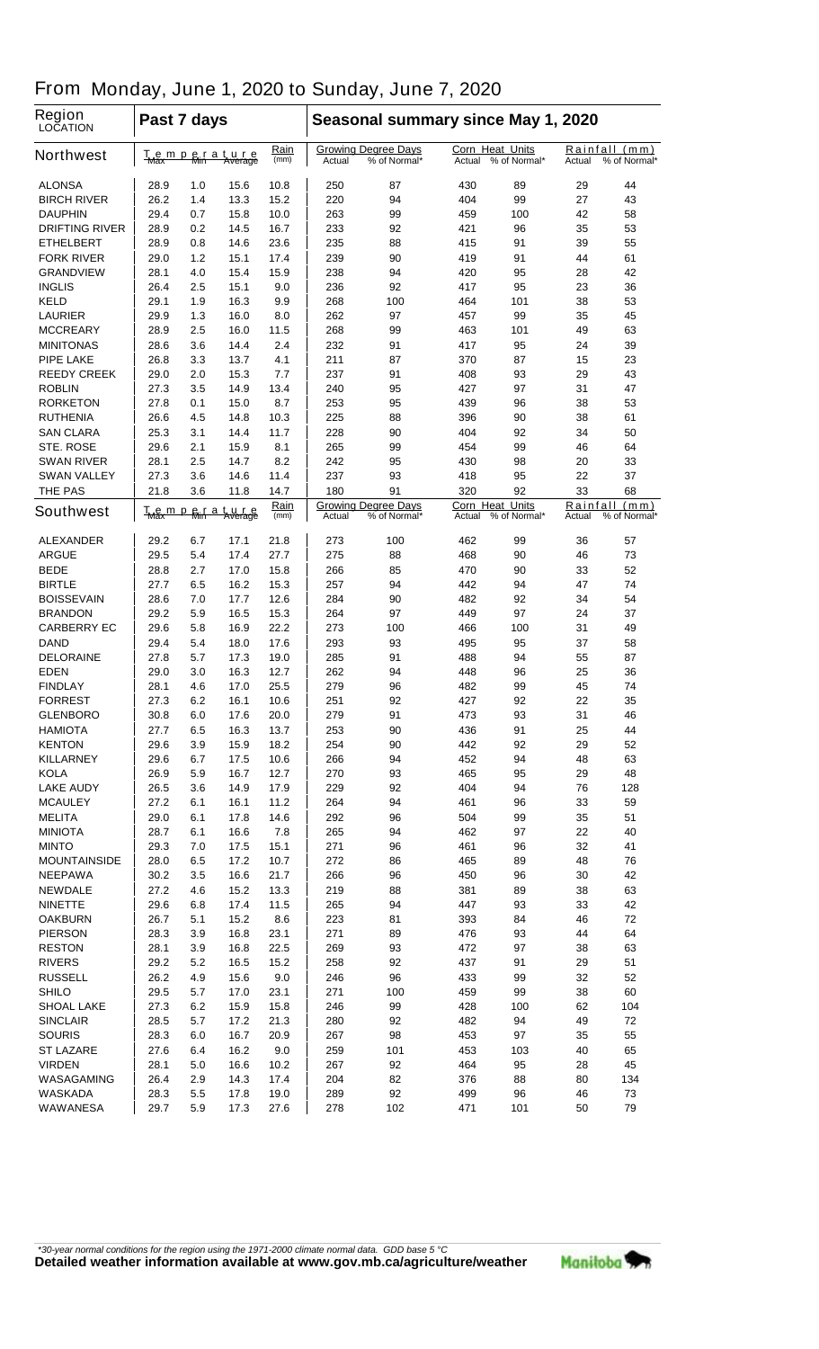# From Monday, June 1, 2020 to Sunday, June 7, 2020

| Region LOCATION | Past 7 days | | | | Seasonal summary since May 1, 2020 | | | | | |
|---|---|---|---|---|---|---|---|---|---|---|
| **Northwest** | Temperature Max | Temperature Min | Temperature Average | Rain (mm) | Growing Degree Days Actual | Growing Degree Days % of Normal* | Corn Heat Units Actual | Corn Heat Units % of Normal* | Rainfall (mm) Actual | Rainfall (mm) % of Normal* |
| ALONSA | 28.9 | 1.0 | 15.6 | 10.8 | 250 | 87 | 430 | 89 | 29 | 44 |
| BIRCH RIVER | 26.2 | 1.4 | 13.3 | 15.2 | 220 | 94 | 404 | 99 | 27 | 43 |
| DAUPHIN | 29.4 | 0.7 | 15.8 | 10.0 | 263 | 99 | 459 | 100 | 42 | 58 |
| DRIFTING RIVER | 28.9 | 0.2 | 14.5 | 16.7 | 233 | 92 | 421 | 96 | 35 | 53 |
| ETHELBERT | 28.9 | 0.8 | 14.6 | 23.6 | 235 | 88 | 415 | 91 | 39 | 55 |
| FORK RIVER | 29.0 | 1.2 | 15.1 | 17.4 | 239 | 90 | 419 | 91 | 44 | 61 |
| GRANDVIEW | 28.1 | 4.0 | 15.4 | 15.9 | 238 | 94 | 420 | 95 | 28 | 42 |
| INGLIS | 26.4 | 2.5 | 15.1 | 9.0 | 236 | 92 | 417 | 95 | 23 | 36 |
| KELD | 29.1 | 1.9 | 16.3 | 9.9 | 268 | 100 | 464 | 101 | 38 | 53 |
| LAURIER | 29.9 | 1.3 | 16.0 | 8.0 | 262 | 97 | 457 | 99 | 35 | 45 |
| MCCREARY | 28.9 | 2.5 | 16.0 | 11.5 | 268 | 99 | 463 | 101 | 49 | 63 |
| MINITONAS | 28.6 | 3.6 | 14.4 | 2.4 | 232 | 91 | 417 | 95 | 24 | 39 |
| PIPE LAKE | 26.8 | 3.3 | 13.7 | 4.1 | 211 | 87 | 370 | 87 | 15 | 23 |
| REEDY CREEK | 29.0 | 2.0 | 15.3 | 7.7 | 237 | 91 | 408 | 93 | 29 | 43 |
| ROBLIN | 27.3 | 3.5 | 14.9 | 13.4 | 240 | 95 | 427 | 97 | 31 | 47 |
| RORKETON | 27.8 | 0.1 | 15.0 | 8.7 | 253 | 95 | 439 | 96 | 38 | 53 |
| RUTHENIA | 26.6 | 4.5 | 14.8 | 10.3 | 225 | 88 | 396 | 90 | 38 | 61 |
| SAN CLARA | 25.3 | 3.1 | 14.4 | 11.7 | 228 | 90 | 404 | 92 | 34 | 50 |
| STE. ROSE | 29.6 | 2.1 | 15.9 | 8.1 | 265 | 99 | 454 | 99 | 46 | 64 |
| SWAN RIVER | 28.1 | 2.5 | 14.7 | 8.2 | 242 | 95 | 430 | 98 | 20 | 33 |
| SWAN VALLEY | 27.3 | 3.6 | 14.6 | 11.4 | 237 | 93 | 418 | 95 | 22 | 37 |
| THE PAS | 21.8 | 3.6 | 11.8 | 14.7 | 180 | 91 | 320 | 92 | 33 | 68 |
| **Southwest** | Temperature Max | Temperature Min | Temperature Average | Rain (mm) | Growing Degree Days Actual | Growing Degree Days % of Normal* | Corn Heat Units Actual | Corn Heat Units % of Normal* | Rainfall (mm) Actual | Rainfall (mm) % of Normal* |
| ALEXANDER | 29.2 | 6.7 | 17.1 | 21.8 | 273 | 100 | 462 | 99 | 36 | 57 |
| ARGUE | 29.5 | 5.4 | 17.4 | 27.7 | 275 | 88 | 468 | 90 | 46 | 73 |
| BEDE | 28.8 | 2.7 | 17.0 | 15.8 | 266 | 85 | 470 | 90 | 33 | 52 |
| BIRTLE | 27.7 | 6.5 | 16.2 | 15.3 | 257 | 94 | 442 | 94 | 47 | 74 |
| BOISSEVAIN | 28.6 | 7.0 | 17.7 | 12.6 | 284 | 90 | 482 | 92 | 34 | 54 |
| BRANDON | 29.2 | 5.9 | 16.5 | 15.3 | 264 | 97 | 449 | 97 | 24 | 37 |
| CARBERRY EC | 29.6 | 5.8 | 16.9 | 22.2 | 273 | 100 | 466 | 100 | 31 | 49 |
| DAND | 29.4 | 5.4 | 18.0 | 17.6 | 293 | 93 | 495 | 95 | 37 | 58 |
| DELORAINE | 27.8 | 5.7 | 17.3 | 19.0 | 285 | 91 | 488 | 94 | 55 | 87 |
| EDEN | 29.0 | 3.0 | 16.3 | 12.7 | 262 | 94 | 448 | 96 | 25 | 36 |
| FINDLAY | 28.1 | 4.6 | 17.0 | 25.5 | 279 | 96 | 482 | 99 | 45 | 74 |
| FORREST | 27.3 | 6.2 | 16.1 | 10.6 | 251 | 92 | 427 | 92 | 22 | 35 |
| GLENBORO | 30.8 | 6.0 | 17.6 | 20.0 | 279 | 91 | 473 | 93 | 31 | 46 |
| HAMIOTA | 27.7 | 6.5 | 16.3 | 13.7 | 253 | 90 | 436 | 91 | 25 | 44 |
| KENTON | 29.6 | 3.9 | 15.9 | 18.2 | 254 | 90 | 442 | 92 | 29 | 52 |
| KILLARNEY | 29.6 | 6.7 | 17.5 | 10.6 | 266 | 94 | 452 | 94 | 48 | 63 |
| KOLA | 26.9 | 5.9 | 16.7 | 12.7 | 270 | 93 | 465 | 95 | 29 | 48 |
| LAKE AUDY | 26.5 | 3.6 | 14.9 | 17.9 | 229 | 92 | 404 | 94 | 76 | 128 |
| MCAULEY | 27.2 | 6.1 | 16.1 | 11.2 | 264 | 94 | 461 | 96 | 33 | 59 |
| MELITA | 29.0 | 6.1 | 17.8 | 14.6 | 292 | 96 | 504 | 99 | 35 | 51 |
| MINIOTA | 28.7 | 6.1 | 16.6 | 7.8 | 265 | 94 | 462 | 97 | 22 | 40 |
| MINTO | 29.3 | 7.0 | 17.5 | 15.1 | 271 | 96 | 461 | 96 | 32 | 41 |
| MOUNTAINSIDE | 28.0 | 6.5 | 17.2 | 10.7 | 272 | 86 | 465 | 89 | 48 | 76 |
| NEEPAWA | 30.2 | 3.5 | 16.6 | 21.7 | 266 | 96 | 450 | 96 | 30 | 42 |
| NEWDALE | 27.2 | 4.6 | 15.2 | 13.3 | 219 | 88 | 381 | 89 | 38 | 63 |
| NINETTE | 29.6 | 6.8 | 17.4 | 11.5 | 265 | 94 | 447 | 93 | 33 | 42 |
| OAKBURN | 26.7 | 5.1 | 15.2 | 8.6 | 223 | 81 | 393 | 84 | 46 | 72 |
| PIERSON | 28.3 | 3.9 | 16.8 | 23.1 | 271 | 89 | 476 | 93 | 44 | 64 |
| RESTON | 28.1 | 3.9 | 16.8 | 22.5 | 269 | 93 | 472 | 97 | 38 | 63 |
| RIVERS | 29.2 | 5.2 | 16.5 | 15.2 | 258 | 92 | 437 | 91 | 29 | 51 |
| RUSSELL | 26.2 | 4.9 | 15.6 | 9.0 | 246 | 96 | 433 | 99 | 32 | 52 |
| SHILO | 29.5 | 5.7 | 17.0 | 23.1 | 271 | 100 | 459 | 99 | 38 | 60 |
| SHOAL LAKE | 27.3 | 6.2 | 15.9 | 15.8 | 246 | 99 | 428 | 100 | 62 | 104 |
| SINCLAIR | 28.5 | 5.7 | 17.2 | 21.3 | 280 | 92 | 482 | 94 | 49 | 72 |
| SOURIS | 28.3 | 6.0 | 16.7 | 20.9 | 267 | 98 | 453 | 97 | 35 | 55 |
| ST LAZARE | 27.6 | 6.4 | 16.2 | 9.0 | 259 | 101 | 453 | 103 | 40 | 65 |
| VIRDEN | 28.1 | 5.0 | 16.6 | 10.2 | 267 | 92 | 464 | 95 | 28 | 45 |
| WASAGAMING | 26.4 | 2.9 | 14.3 | 17.4 | 204 | 82 | 376 | 88 | 80 | 134 |
| WASKADA | 28.3 | 5.5 | 17.8 | 19.0 | 289 | 92 | 499 | 96 | 46 | 73 |
| WAWANESA | 29.7 | 5.9 | 17.3 | 27.6 | 278 | 102 | 471 | 101 | 50 | 79 |

*\*30-year normal conditions for the region using the 1971-2000 climate normal data. GDD base 5 °C*

**Detailed weather information available at www.gov.mb.ca/agriculture/weather**

Manitoba